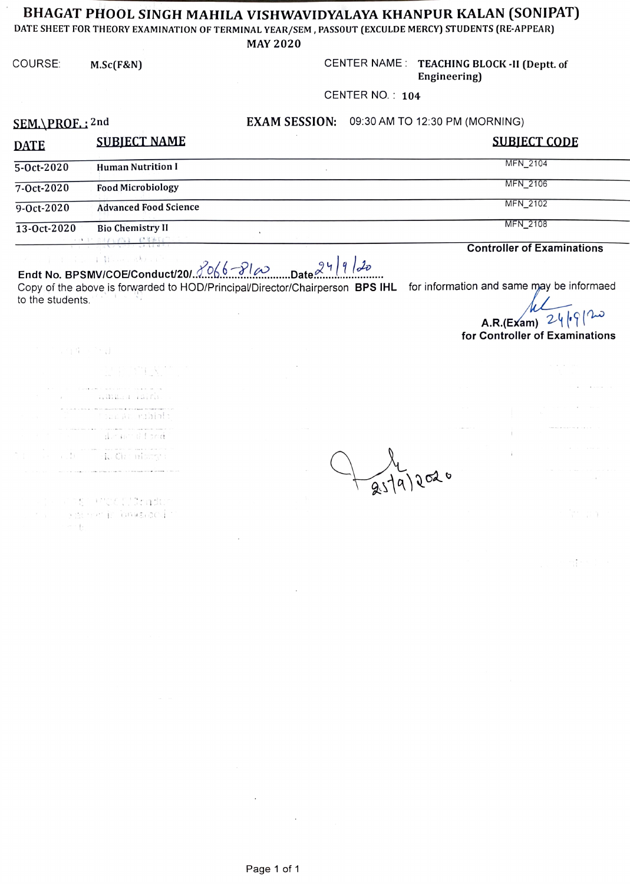# BHAGAT PHOOL SINGH MAHILA VISHWAVIDYALAYA KHANPUR KALAN (SONIPAT)

DATE SHEET FOR THEORY EXAMINATION OF TERMINAL YEAR/SEM , PASSOUT (EXCULDE MERCY) STUDENTS (RE-APPEAR)

MAY 2020

COURSE: **M.Sc(F&N)**

CENTER NAME : **TEACHING BLOCK -II (Deptt. of Engineering)**

CENTER NO. : **104**

**SEM.\PROF. :** 2nd

**EXAM SESSION:** 09:30 AM TO 12:30 PM (MORNING)

| DATE | SUBJECT NAME | SUBJECT CODE |
|---|---|---|
| 5-Oct-2020 | Human Nutrition I | MFN_2104 |
| 7-Oct-2020 | Food Microbiology | MFN_2106 |
| 9-Oct-2020 | Advanced Food Science | MFN_2102 |
| 13-Oct-2020 | Bio Chemistry II | MFN_2108 |

**Controller of Examinations**

Endt No. BPSMV/COE/Conduct/20/..8066-81/20........Date..24/9/20..........

Copy of the above is forwarded to HOD/Principal/Director/Chairperson **BPS IHL** for information and same may be informaed to the students.

A.R.(Exam) 24/9/20

**for Controller of Examinations**

25/9/2020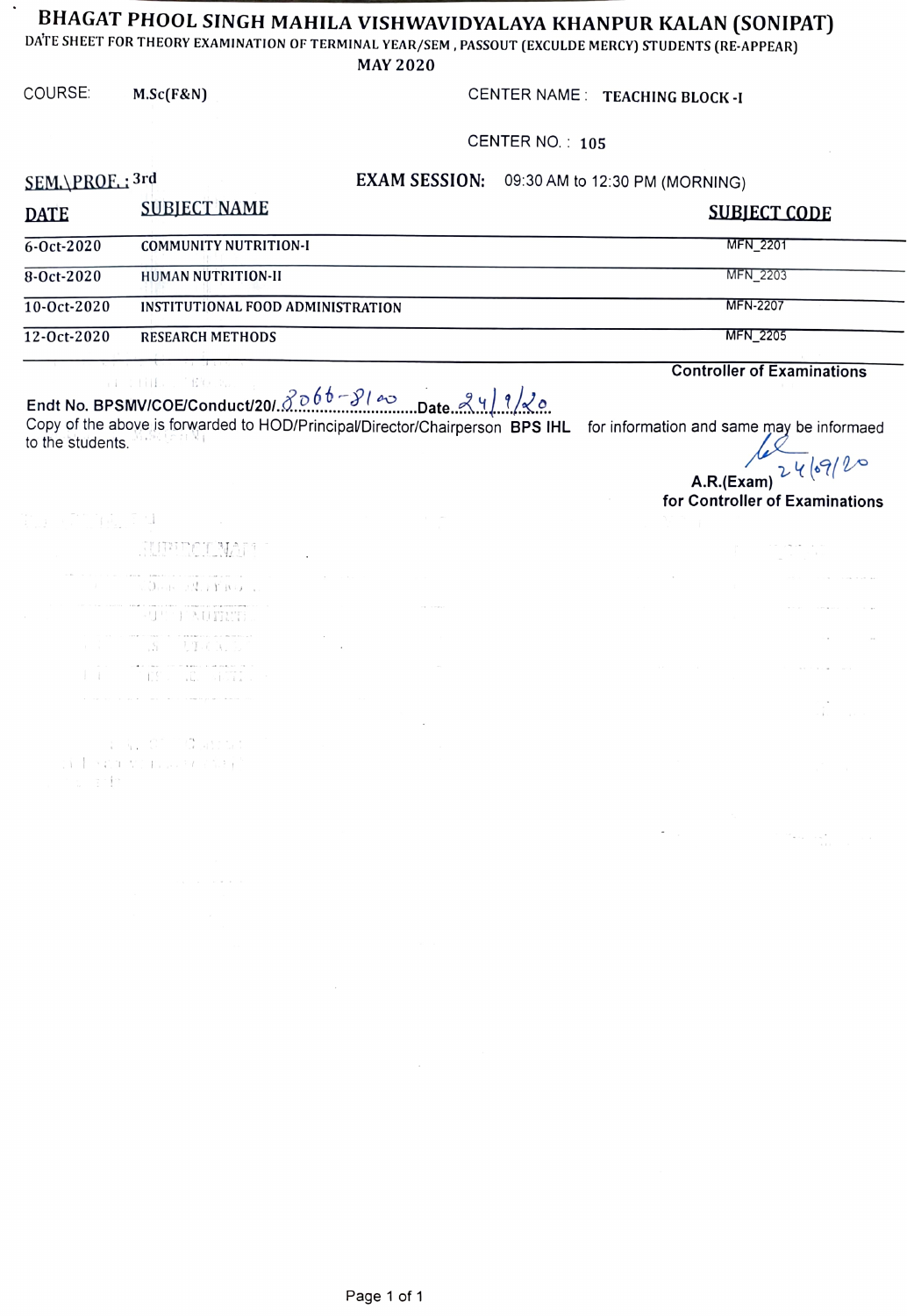# BHAGAT PHOOL SINGH MAHILA VISHWAVIDYALAYA KHANPUR KALAN (SONIPAT)

DATE SHEET FOR THEORY EXAMINATION OF TERMINAL YEAR/SEM , PASSOUT (EXCULDE MERCY) STUDENTS (RE-APPEAR)

MAY 2020

COURSE: **M.Sc(F&N)**

CENTER NAME : **TEACHING BLOCK -I**

CENTER NO. : **105**

SEM.\PROF. : **3rd**

**EXAM SESSION:** 09:30 AM to 12:30 PM (MORNING)

| DATE | SUBJECT NAME | SUBJECT CODE |
|---|---|---|
| 6-Oct-2020 | COMMUNITY NUTRITION-I | MFN_2201 |
| 8-Oct-2020 | HUMAN NUTRITION-II | MFN_2203 |
| 10-Oct-2020 | INSTITUTIONAL FOOD ADMINISTRATION | MFN-2207 |
| 12-Oct-2020 | RESEARCH METHODS | MFN_2205 |

**Controller of Examinations**

Endt No. BPSMV/COE/Conduct/20/.8066-8100 Date 24/9/20

Copy of the above is forwarded to HOD/Principal/Director/Chairperson **BPS IHL** for information and same may be informaed to the students.

24/09/20

**A.R.(Exam)**

**for Controller of Examinations**